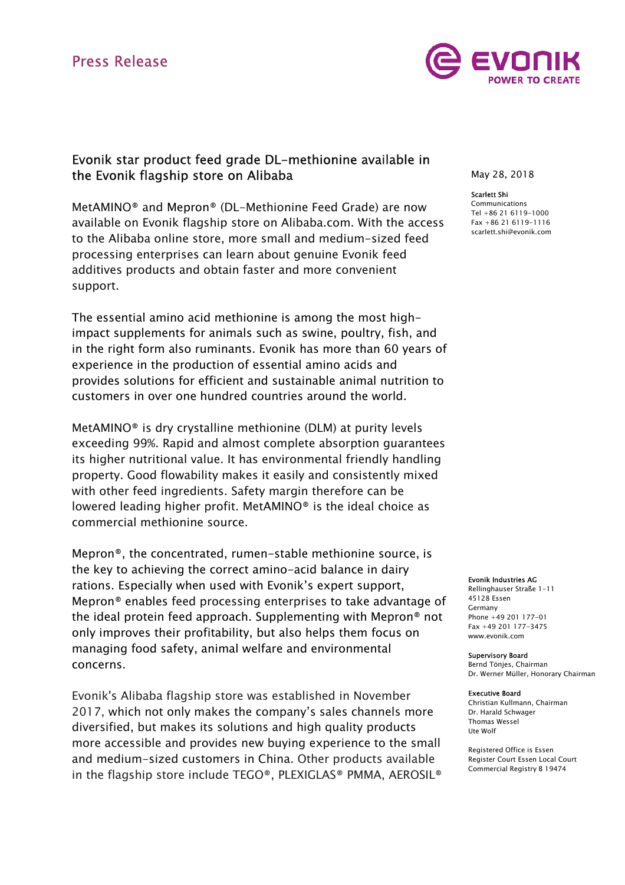Press Release

# Evonik star product feed grade DL-methionine available in the Evonik flagship store on Alibaba

May 28, 2018

**Scarlett Shi**
Communications
Tel +86 21 6119-1000
Fax +86 21 6119-1116
scarlett.shi@evonik.com

MetAMINO® and Mepron® (DL-Methionine Feed Grade) are now available on Evonik flagship store on Alibaba.com. With the access to the Alibaba online store, more small and medium-sized feed processing enterprises can learn about genuine Evonik feed additives products and obtain faster and more convenient support.

The essential amino acid methionine is among the most high-impact supplements for animals such as swine, poultry, fish, and in the right form also ruminants. Evonik has more than 60 years of experience in the production of essential amino acids and provides solutions for efficient and sustainable animal nutrition to customers in over one hundred countries around the world.

MetAMINO® is dry crystalline methionine (DLM) at purity levels exceeding 99%. Rapid and almost complete absorption guarantees its higher nutritional value. It has environmental friendly handling property. Good flowability makes it easily and consistently mixed with other feed ingredients. Safety margin therefore can be lowered leading higher profit. MetAMINO® is the ideal choice as commercial methionine source.

Mepron®, the concentrated, rumen-stable methionine source, is the key to achieving the correct amino-acid balance in dairy rations. Especially when used with Evonik's expert support, Mepron® enables feed processing enterprises to take advantage of the ideal protein feed approach. Supplementing with Mepron® not only improves their profitability, but also helps them focus on managing food safety, animal welfare and environmental concerns.

Evonik's Alibaba flagship store was established in November 2017, which not only makes the company's sales channels more diversified, but makes its solutions and high quality products more accessible and provides new buying experience to the small and medium-sized customers in China. Other products available in the flagship store include TEGO®, PLEXIGLAS® PMMA, AEROSIL®

**Evonik Industries AG**
Rellinghauser Straße 1-11
45128 Essen
Germany
Phone +49 201 177-01
Fax +49 201 177-3475
www.evonik.com

**Supervisory Board**
Bernd Tönjes, Chairman
Dr. Werner Müller, Honorary Chairman

**Executive Board**
Christian Kullmann, Chairman
Dr. Harald Schwager
Thomas Wessel
Ute Wolf

Registered Office is Essen
Register Court Essen Local Court
Commercial Registry B 19474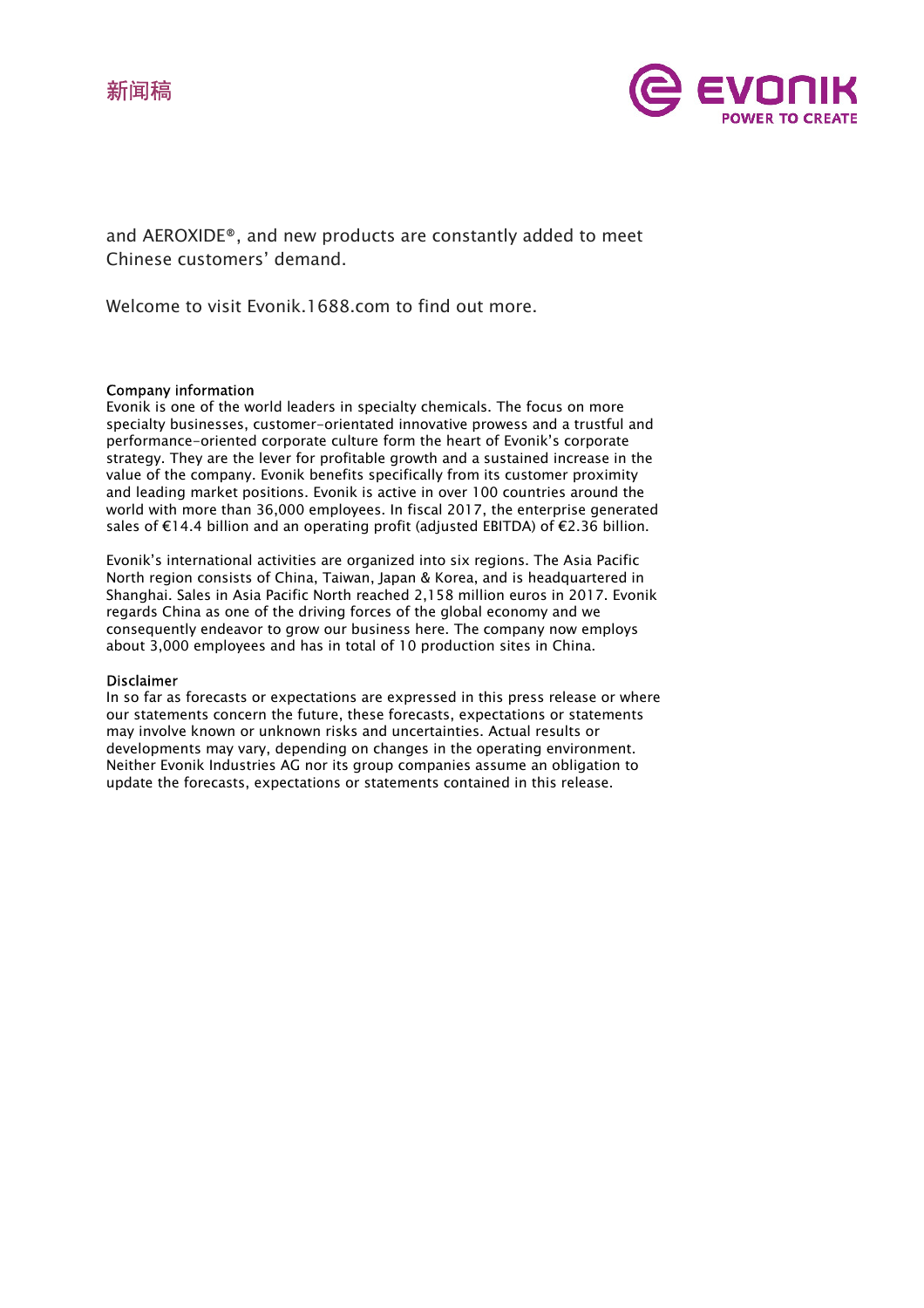and AEROXIDE®, and new products are constantly added to meet Chinese customers' demand.

Welcome to visit Evonik.1688.com to find out more.

## Company information

Evonik is one of the world leaders in specialty chemicals. The focus on more specialty businesses, customer-orientated innovative prowess and a trustful and performance-oriented corporate culture form the heart of Evonik's corporate strategy. They are the lever for profitable growth and a sustained increase in the value of the company. Evonik benefits specifically from its customer proximity and leading market positions. Evonik is active in over 100 countries around the world with more than 36,000 employees. In fiscal 2017, the enterprise generated sales of €14.4 billion and an operating profit (adjusted EBITDA) of €2.36 billion.

Evonik's international activities are organized into six regions. The Asia Pacific North region consists of China, Taiwan, Japan & Korea, and is headquartered in Shanghai. Sales in Asia Pacific North reached 2,158 million euros in 2017. Evonik regards China as one of the driving forces of the global economy and we consequently endeavor to grow our business here. The company now employs about 3,000 employees and has in total of 10 production sites in China.

## Disclaimer

In so far as forecasts or expectations are expressed in this press release or where our statements concern the future, these forecasts, expectations or statements may involve known or unknown risks and uncertainties. Actual results or developments may vary, depending on changes in the operating environment. Neither Evonik Industries AG nor its group companies assume an obligation to update the forecasts, expectations or statements contained in this release.